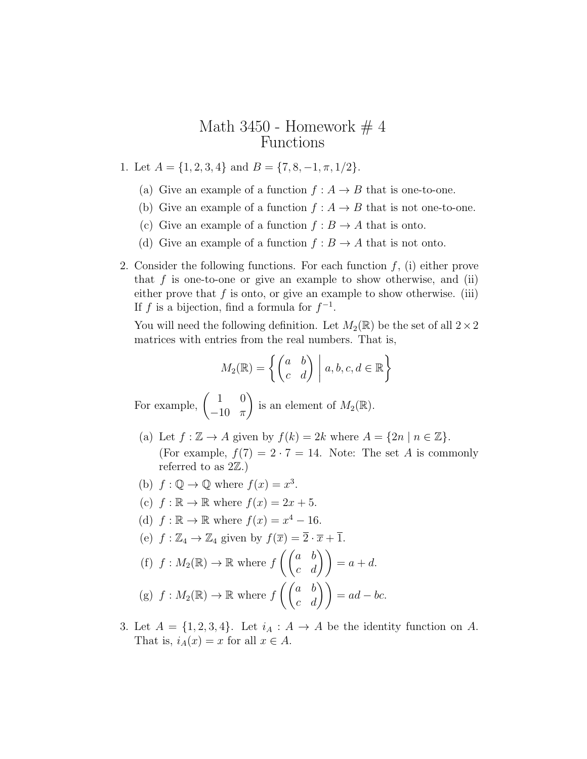# Math 3450 - Homework # 4
## Functions

1. Let $A = \{1, 2, 3, 4\}$ and $B = \{7, 8, -1, \pi, 1/2\}$.

   (a) Give an example of a function $f : A \to B$ that is one-to-one.

   (b) Give an example of a function $f : A \to B$ that is not one-to-one.

   (c) Give an example of a function $f : B \to A$ that is onto.

   (d) Give an example of a function $f : B \to A$ that is not onto.

2. Consider the following functions. For each function $f$, (i) either prove that $f$ is one-to-one or give an example to show otherwise, and (ii) either prove that $f$ is onto, or give an example to show otherwise. (iii) If $f$ is a bijection, find a formula for $f^{-1}$.

   You will need the following definition. Let $M_2(\mathbb{R})$ be the set of all $2 \times 2$ matrices with entries from the real numbers. That is,

   $$M_2(\mathbb{R}) = \left\{ \begin{pmatrix} a & b \\ c & d \end{pmatrix} \;\middle|\; a, b, c, d \in \mathbb{R} \right\}$$

   For example, $\begin{pmatrix} 1 & 0 \\ -10 & \pi \end{pmatrix}$ is an element of $M_2(\mathbb{R})$.

   (a) Let $f : \mathbb{Z} \to A$ given by $f(k) = 2k$ where $A = \{2n \mid n \in \mathbb{Z}\}$. (For example, $f(7) = 2 \cdot 7 = 14$. Note: The set $A$ is commonly referred to as $2\mathbb{Z}$.)

   (b) $f : \mathbb{Q} \to \mathbb{Q}$ where $f(x) = x^3$.

   (c) $f : \mathbb{R} \to \mathbb{R}$ where $f(x) = 2x + 5$.

   (d) $f : \mathbb{R} \to \mathbb{R}$ where $f(x) = x^4 - 16$.

   (e) $f : \mathbb{Z}_4 \to \mathbb{Z}_4$ given by $f(\overline{x}) = \overline{2} \cdot \overline{x} + \overline{1}$.

   (f) $f : M_2(\mathbb{R}) \to \mathbb{R}$ where $f\left( \begin{pmatrix} a & b \\ c & d \end{pmatrix} \right) = a + d$.

   (g) $f : M_2(\mathbb{R}) \to \mathbb{R}$ where $f\left( \begin{pmatrix} a & b \\ c & d \end{pmatrix} \right) = ad - bc$.

3. Let $A = \{1, 2, 3, 4\}$. Let $i_A : A \to A$ be the identity function on $A$. That is, $i_A(x) = x$ for all $x \in A$.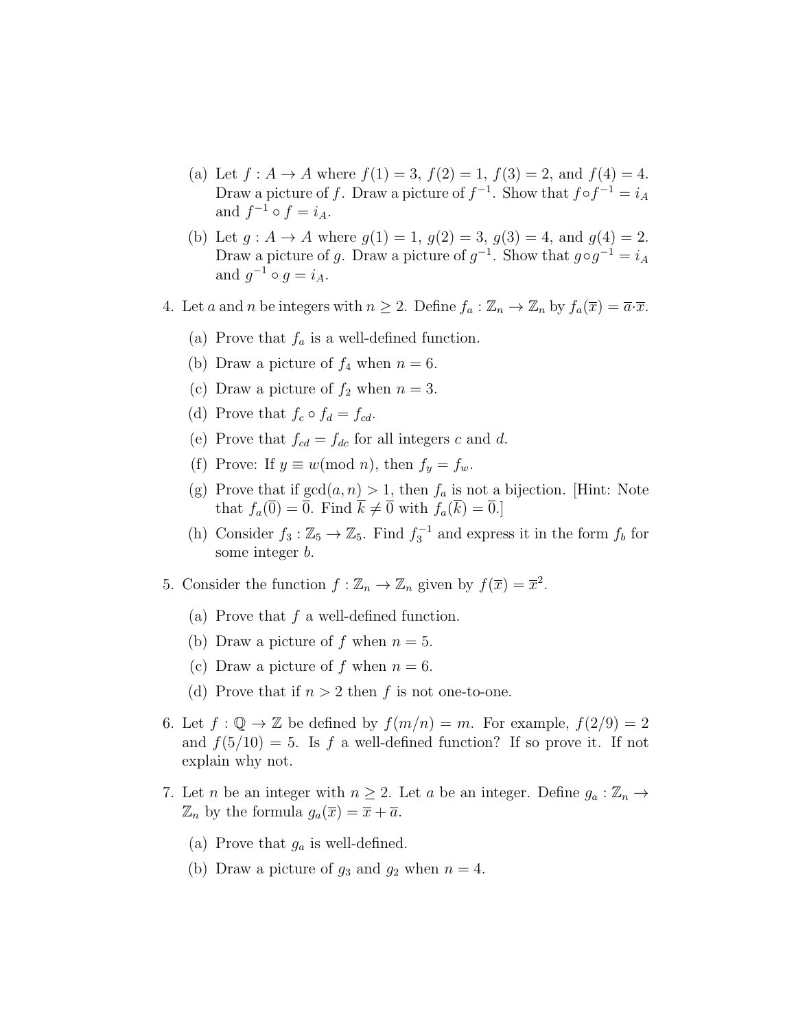(a) Let $f : A \to A$ where $f(1) = 3$, $f(2) = 1$, $f(3) = 2$, and $f(4) = 4$. Draw a picture of $f$. Draw a picture of $f^{-1}$. Show that $f \circ f^{-1} = i_A$ and $f^{-1} \circ f = i_A$.

(b) Let $g : A \to A$ where $g(1) = 1$, $g(2) = 3$, $g(3) = 4$, and $g(4) = 2$. Draw a picture of $g$. Draw a picture of $g^{-1}$. Show that $g \circ g^{-1} = i_A$ and $g^{-1} \circ g = i_A$.

4. Let $a$ and $n$ be integers with $n \geq 2$. Define $f_a : \mathbb{Z}_n \to \mathbb{Z}_n$ by $f_a(\overline{x}) = \overline{a} \cdot \overline{x}$.

   (a) Prove that $f_a$ is a well-defined function.

   (b) Draw a picture of $f_4$ when $n = 6$.

   (c) Draw a picture of $f_2$ when $n = 3$.

   (d) Prove that $f_c \circ f_d = f_{cd}$.

   (e) Prove that $f_{cd} = f_{dc}$ for all integers $c$ and $d$.

   (f) Prove: If $y \equiv w (\text{mod } n)$, then $f_y = f_w$.

   (g) Prove that if $\gcd(a, n) > 1$, then $f_a$ is not a bijection. [Hint: Note that $f_a(\overline{0}) = \overline{0}$. Find $\overline{k} \neq \overline{0}$ with $f_a(\overline{k}) = \overline{0}$.]

   (h) Consider $f_3 : \mathbb{Z}_5 \to \mathbb{Z}_5$. Find $f_3^{-1}$ and express it in the form $f_b$ for some integer $b$.

5. Consider the function $f : \mathbb{Z}_n \to \mathbb{Z}_n$ given by $f(\overline{x}) = \overline{x}^2$.

   (a) Prove that $f$ a well-defined function.

   (b) Draw a picture of $f$ when $n = 5$.

   (c) Draw a picture of $f$ when $n = 6$.

   (d) Prove that if $n > 2$ then $f$ is not one-to-one.

6. Let $f : \mathbb{Q} \to \mathbb{Z}$ be defined by $f(m/n) = m$. For example, $f(2/9) = 2$ and $f(5/10) = 5$. Is $f$ a well-defined function? If so prove it. If not explain why not.

7. Let $n$ be an integer with $n \geq 2$. Let $a$ be an integer. Define $g_a : \mathbb{Z}_n \to \mathbb{Z}_n$ by the formula $g_a(\overline{x}) = \overline{x} + \overline{a}$.

   (a) Prove that $g_a$ is well-defined.

   (b) Draw a picture of $g_3$ and $g_2$ when $n = 4$.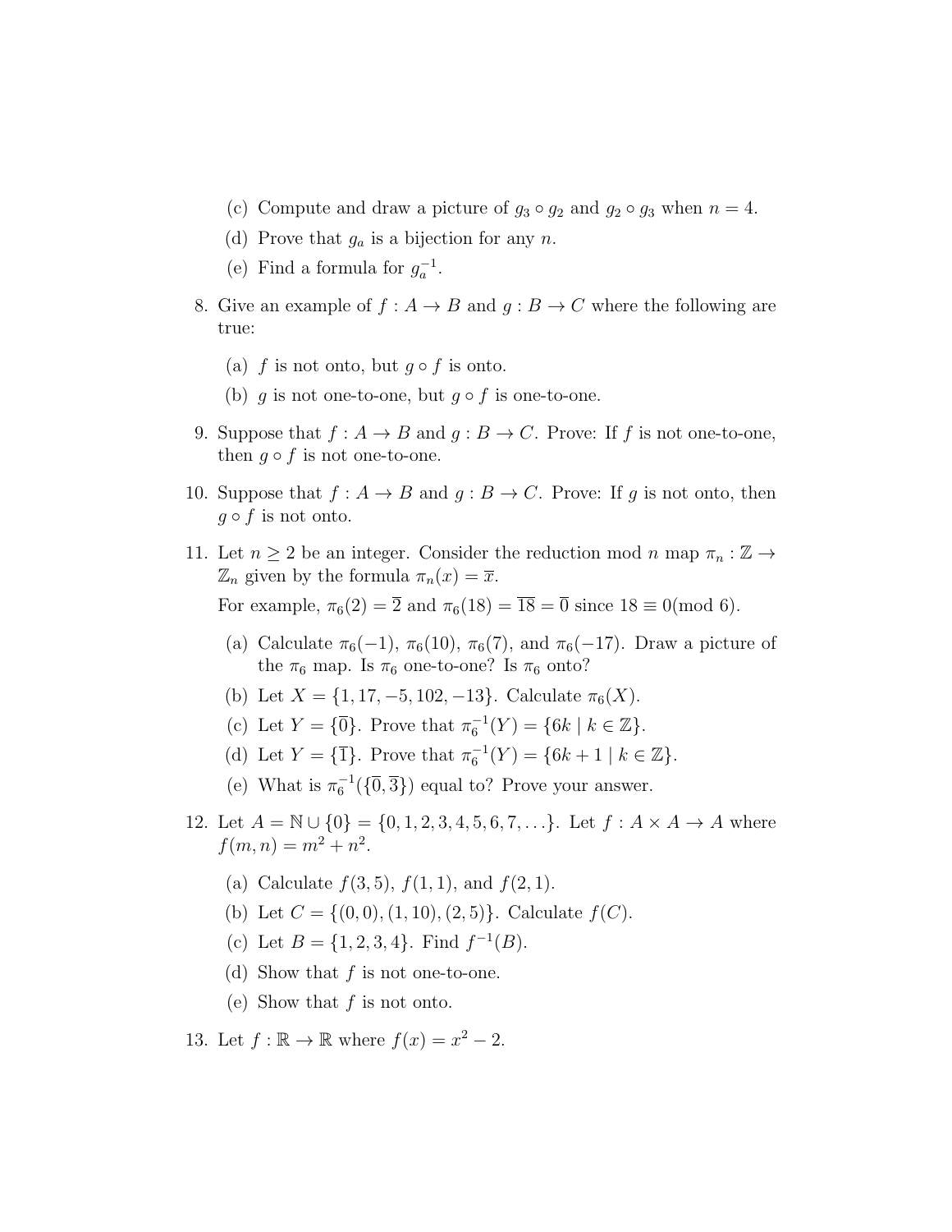(c) Compute and draw a picture of $g_3 \circ g_2$ and $g_2 \circ g_3$ when $n = 4$.

(d) Prove that $g_a$ is a bijection for any $n$.

(e) Find a formula for $g_a^{-1}$.

8. Give an example of $f : A \to B$ and $g : B \to C$ where the following are true:

   (a) $f$ is not onto, but $g \circ f$ is onto.

   (b) $g$ is not one-to-one, but $g \circ f$ is one-to-one.

9. Suppose that $f : A \to B$ and $g : B \to C$. Prove: If $f$ is not one-to-one, then $g \circ f$ is not one-to-one.

10. Suppose that $f : A \to B$ and $g : B \to C$. Prove: If $g$ is not onto, then $g \circ f$ is not onto.

11. Let $n \geq 2$ be an integer. Consider the reduction mod $n$ map $\pi_n : \mathbb{Z} \to \mathbb{Z}_n$ given by the formula $\pi_n(x) = \overline{x}$.

    For example, $\pi_6(2) = \overline{2}$ and $\pi_6(18) = \overline{18} = \overline{0}$ since $18 \equiv 0 (\text{mod } 6)$.

    (a) Calculate $\pi_6(-1)$, $\pi_6(10)$, $\pi_6(7)$, and $\pi_6(-17)$. Draw a picture of the $\pi_6$ map. Is $\pi_6$ one-to-one? Is $\pi_6$ onto?

    (b) Let $X = \{1, 17, -5, 102, -13\}$. Calculate $\pi_6(X)$.

    (c) Let $Y = \{\overline{0}\}$. Prove that $\pi_6^{-1}(Y) = \{6k \mid k \in \mathbb{Z}\}$.

    (d) Let $Y = \{\overline{1}\}$. Prove that $\pi_6^{-1}(Y) = \{6k + 1 \mid k \in \mathbb{Z}\}$.

    (e) What is $\pi_6^{-1}(\{\overline{0}, \overline{3}\})$ equal to? Prove your answer.

12. Let $A = \mathbb{N} \cup \{0\} = \{0, 1, 2, 3, 4, 5, 6, 7, \ldots\}$. Let $f : A \times A \to A$ where $f(m, n) = m^2 + n^2$.

    (a) Calculate $f(3, 5)$, $f(1, 1)$, and $f(2, 1)$.

    (b) Let $C = \{(0, 0), (1, 10), (2, 5)\}$. Calculate $f(C)$.

    (c) Let $B = \{1, 2, 3, 4\}$. Find $f^{-1}(B)$.

    (d) Show that $f$ is not one-to-one.

    (e) Show that $f$ is not onto.

13. Let $f : \mathbb{R} \to \mathbb{R}$ where $f(x) = x^2 - 2$.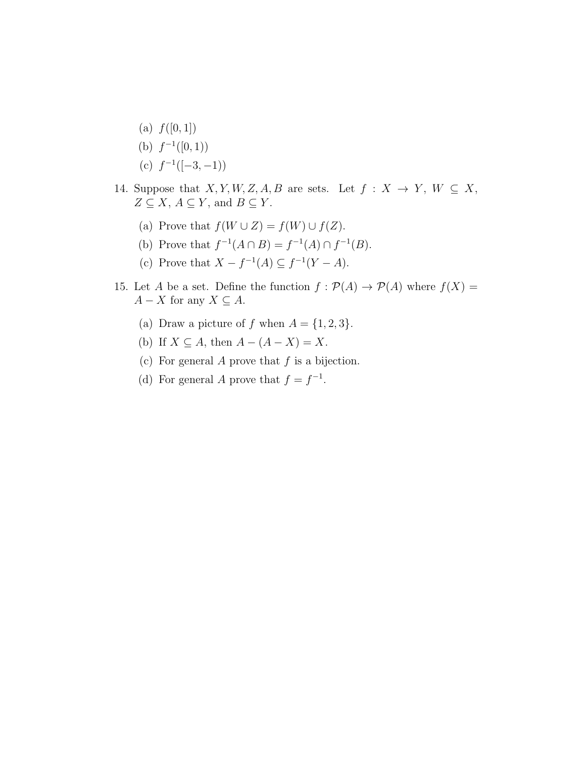(a) $f([0,1])$

(b) $f^{-1}([0,1))$

(c) $f^{-1}([-3,-1))$

14. Suppose that $X, Y, W, Z, A, B$ are sets. Let $f : X \to Y$, $W \subseteq X$, $Z \subseteq X$, $A \subseteq Y$, and $B \subseteq Y$.

    (a) Prove that $f(W \cup Z) = f(W) \cup f(Z)$.

    (b) Prove that $f^{-1}(A \cap B) = f^{-1}(A) \cap f^{-1}(B)$.

    (c) Prove that $X - f^{-1}(A) \subseteq f^{-1}(Y - A)$.

15. Let $A$ be a set. Define the function $f : \mathcal{P}(A) \to \mathcal{P}(A)$ where $f(X) = A - X$ for any $X \subseteq A$.

    (a) Draw a picture of $f$ when $A = \{1, 2, 3\}$.

    (b) If $X \subseteq A$, then $A - (A - X) = X$.

    (c) For general $A$ prove that $f$ is a bijection.

    (d) For general $A$ prove that $f = f^{-1}$.